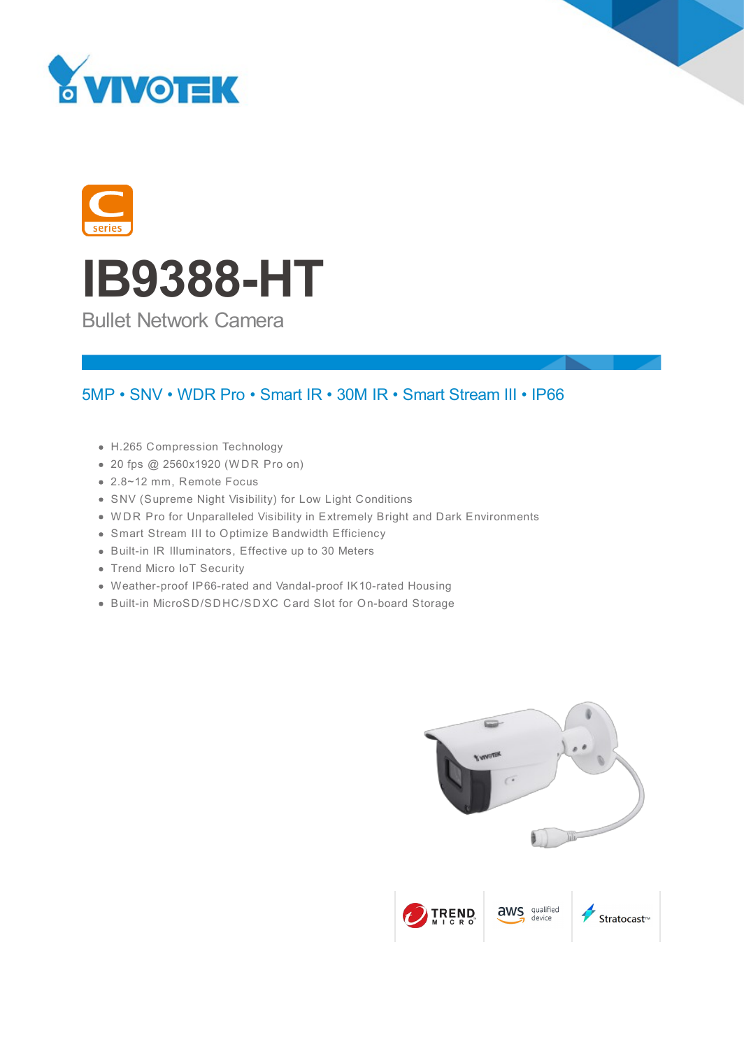VIVOTEK

C series

# IB9388-HT

## Bullet Network Camera

### 5MP • SNV • WDR Pro • Smart IR • 30M IR • Smart Stream III • IP66

- H.265 Compression Technology
- 20 fps @ 2560x1920 (WDR Pro on)
- 2.8~12 mm, Remote Focus
- SNV (Supreme Night Visibility) for Low Light Conditions
- WDR Pro for Unparalleled Visibility in Extremely Bright and Dark Environments
- Smart Stream III to Optimize Bandwidth Efficiency
- Built-in IR Illuminators, Effective up to 30 Meters
- Trend Micro IoT Security
- Weather-proof IP66-rated and Vandal-proof IK10-rated Housing
- Built-in MicroSD/SDHC/SDXC Card Slot for On-board Storage

TREND MICRO | aws qualified device | Stratocast™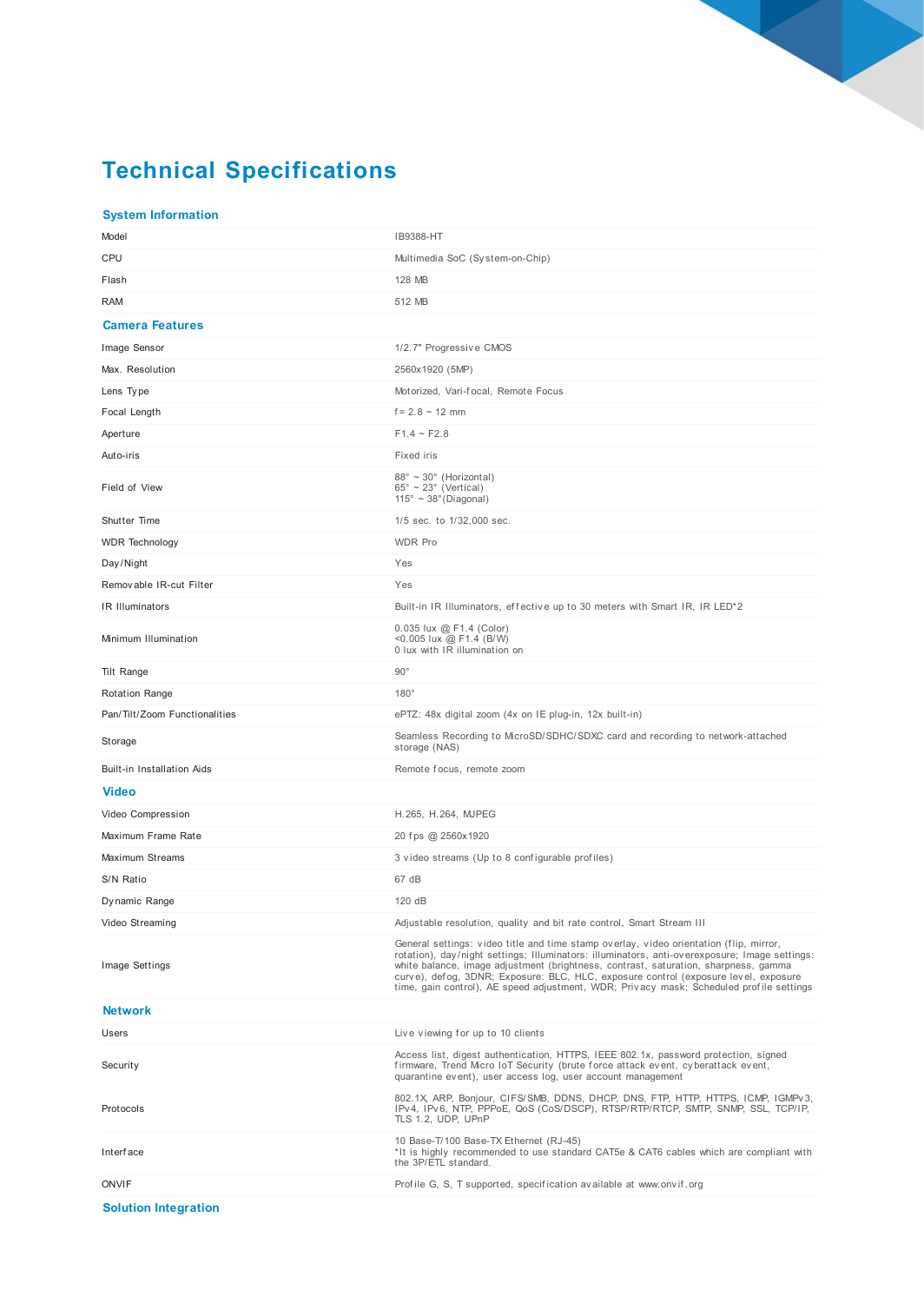# Technical Specifications

## System Information

| | |
|---|---|
| Model | IB9388-HT |
| CPU | Multimedia SoC (System-on-Chip) |
| Flash | 128 MB |
| RAM | 512 MB |

## Camera Features

| | |
|---|---|
| Image Sensor | 1/2.7" Progressive CMOS |
| Max. Resolution | 2560x1920 (5MP) |
| Lens Type | Motorized, Vari-focal, Remote Focus |
| Focal Length | f = 2.8 ~ 12 mm |
| Aperture | F1.4 ~ F2.8 |
| Auto-iris | Fixed iris |
| Field of View | 88° ~ 30° (Horizontal)<br>65° ~ 23° (Vertical)<br>115° ~ 38°(Diagonal) |
| Shutter Time | 1/5 sec. to 1/32,000 sec. |
| WDR Technology | WDR Pro |
| Day/Night | Yes |
| Removable IR-cut Filter | Yes |
| IR Illuminators | Built-in IR Illuminators, effective up to 30 meters with Smart IR, IR LED*2 |
| Minimum Illumination | 0.035 lux @ F1.4 (Color)<br><0.005 lux @ F1.4 (B/W)<br>0 lux with IR illumination on |
| Tilt Range | 90° |
| Rotation Range | 180° |
| Pan/Tilt/Zoom Functionalities | ePTZ: 48x digital zoom (4x on IE plug-in, 12x built-in) |
| Storage | Seamless Recording to MicroSD/SDHC/SDXC card and recording to network-attached storage (NAS) |
| Built-in Installation Aids | Remote focus, remote zoom |

## Video

| | |
|---|---|
| Video Compression | H.265, H.264, MJPEG |
| Maximum Frame Rate | 20 fps @ 2560x1920 |
| Maximum Streams | 3 video streams (Up to 8 configurable profiles) |
| S/N Ratio | 67 dB |
| Dynamic Range | 120 dB |
| Video Streaming | Adjustable resolution, quality and bit rate control, Smart Stream III |
| Image Settings | General settings: video title and time stamp overlay, video orientation (flip, mirror, rotation), day/night settings; Illuminators: illuminators, anti-overexposure; Image settings: white balance, image adjustment (brightness, contrast, saturation, sharpness, gamma curve), defog, 3DNR; Exposure: BLC, HLC, exposure control (exposure level, exposure time, gain control), AE speed adjustment, WDR; Privacy mask; Scheduled profile settings |

## Network

| | |
|---|---|
| Users | Live viewing for up to 10 clients |
| Security | Access list, digest authentication, HTTPS, IEEE 802.1x, password protection, signed firmware, Trend Micro IoT Security (brute force attack event, cyberattack event, quarantine event), user access log, user account management |
| Protocols | 802.1X, ARP, Bonjour, CIFS/SMB, DDNS, DHCP, DNS, FTP, HTTP, HTTPS, ICMP, IGMPv3, IPv4, IPv6, NTP, PPPoE, QoS (CoS/DSCP), RTSP/RTP/RTCP, SMTP, SNMP, SSL, TCP/IP, TLS 1.2, UDP, UPnP |
| Interface | 10 Base-T/100 Base-TX Ethernet (RJ-45)<br>*It is highly recommended to use standard CAT5e & CAT6 cables which are compliant with the 3P/ETL standard. |
| ONVIF | Profile G, S, T supported, specification available at www.onvif.org |

## Solution Integration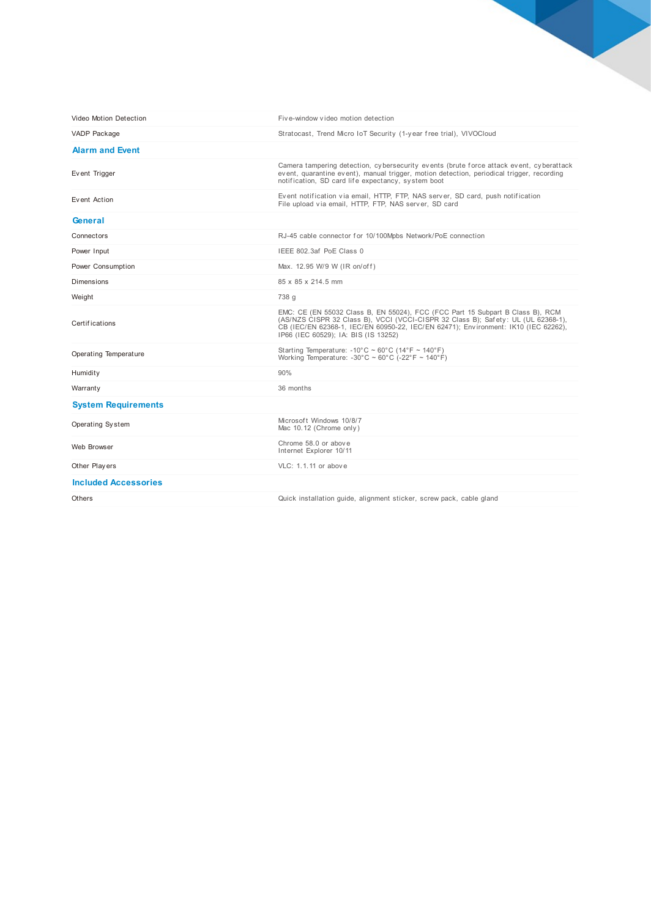| | |
|---|---|
| Video Motion Detection | Five-window video motion detection |
| VADP Package | Stratocast, Trend Micro IoT Security (1-year free trial), VIVOCloud |

## Alarm and Event

| | |
|---|---|
| Event Trigger | Camera tampering detection, cybersecurity events (brute force attack event, cyberattack event, quarantine event), manual trigger, motion detection, periodical trigger, recording notification, SD card life expectancy, system boot |
| Event Action | Event notification via email, HTTP, FTP, NAS server, SD card, push notification<br>File upload via email, HTTP, FTP, NAS server, SD card |

## General

| | |
|---|---|
| Connectors | RJ-45 cable connector for 10/100Mpbs Network/PoE connection |
| Power Input | IEEE 802.3af PoE Class 0 |
| Power Consumption | Max. 12.95 W/9 W (IR on/off) |
| Dimensions | 85 x 85 x 214.5 mm |
| Weight | 738 g |
| Certifications | EMC: CE (EN 55032 Class B, EN 55024), FCC (FCC Part 15 Subpart B Class B), RCM (AS/NZS CISPR 32 Class B), VCCI (VCCI-CISPR 32 Class B); Safety: UL (UL 62368-1), CB (IEC/EN 62368-1, IEC/EN 60950-22, IEC/EN 62471); Environment: IK10 (IEC 62262), IP66 (IEC 60529); IA: BIS (IS 13252) |
| Operating Temperature | Starting Temperature: -10°C ~ 60°C (14°F ~ 140°F)<br>Working Temperature: -30°C ~ 60°C (-22°F ~ 140°F) |
| Humidity | 90% |
| Warranty | 36 months |

## System Requirements

| | |
|---|---|
| Operating System | Microsoft Windows 10/8/7<br>Mac 10.12 (Chrome only) |
| Web Browser | Chrome 58.0 or above<br>Internet Explorer 10/11 |
| Other Players | VLC: 1.1.11 or above |

## Included Accessories

| | |
|---|---|
| Others | Quick installation guide, alignment sticker, screw pack, cable gland |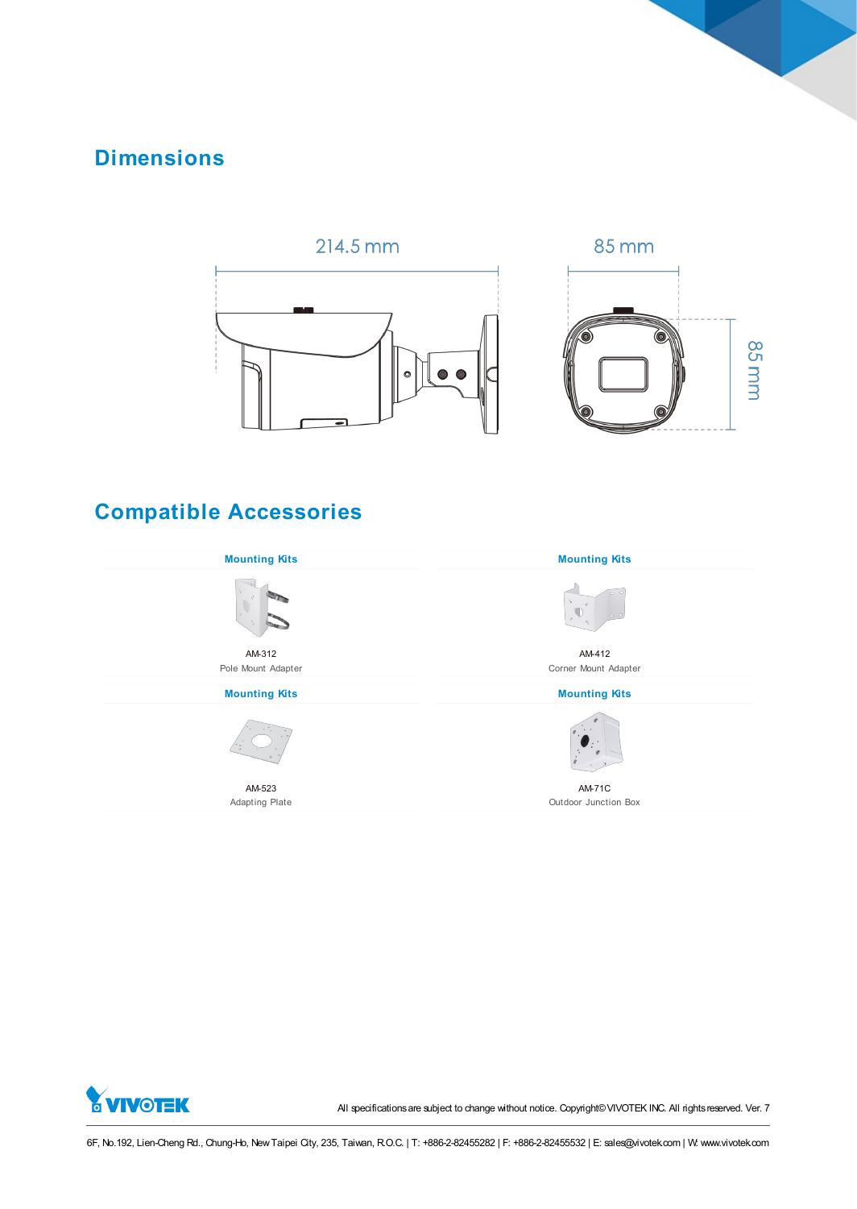## Dimensions

214.5 mm

85 mm

85 mm

## Compatible Accessories

**Mounting Kits**

AM-312
Pole Mount Adapter

**Mounting Kits**

AM-412
Corner Mount Adapter

**Mounting Kits**

AM-523
Adapting Plate

**Mounting Kits**

AM-71C
Outdoor Junction Box

All specifications are subject to change without notice. Copyright© VIVOTEK INC. All rights reserved. Ver. 7

6F, No.192, Lien-Cheng Rd., Chung-Ho, New Taipei City, 235, Taiwan, R.O.C. | T: +886-2-82455282 | F: +886-2-82455532 | E: sales@vivotek.com | W: www.vivotek.com